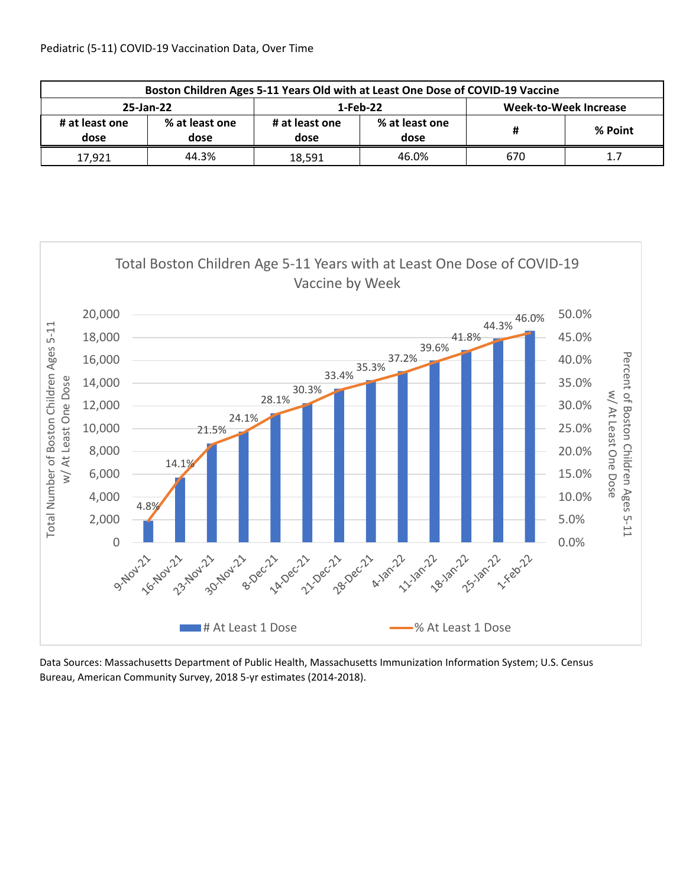Pediatric (5-11) COVID-19 Vaccination Data, Over Time

| Boston Children Ages 5-11 Years Old with at Least One Dose of COVID-19 Vaccine | | | | | |
|---|---|---|---|---|---|
| 25-Jan-22 | | 1-Feb-22 | | Week-to-Week Increase | |
| # at least one dose | % at least one dose | # at least one dose | % at least one dose | # | % Point |
| 17,921 | 44.3% | 18,591 | 46.0% | 670 | 1.7 |

Total Boston Children Age 5-11 Years with at Least One Dose of COVID-19 Vaccine by Week

| Week | % At Least 1 Dose |
|---|---|
| 9-Nov-21 | 4.8% |
| 16-Nov-21 | 14.1% |
| 23-Nov-21 | 21.5% |
| 30-Nov-21 | 24.1% |
| 8-Dec-21 | 28.1% |
| 14-Dec-21 | 30.3% |
| 21-Dec-21 | 33.4% |
| 28-Dec-21 | 35.3% |
| 4-Jan-22 | 37.2% |
| 11-Jan-22 | 39.6% |
| 18-Jan-22 | 41.8% |
| 25-Jan-22 | 44.3% |
| 1-Feb-22 | 46.0% |

Data Sources: Massachusetts Department of Public Health, Massachusetts Immunization Information System; U.S. Census Bureau, American Community Survey, 2018 5-yr estimates (2014-2018).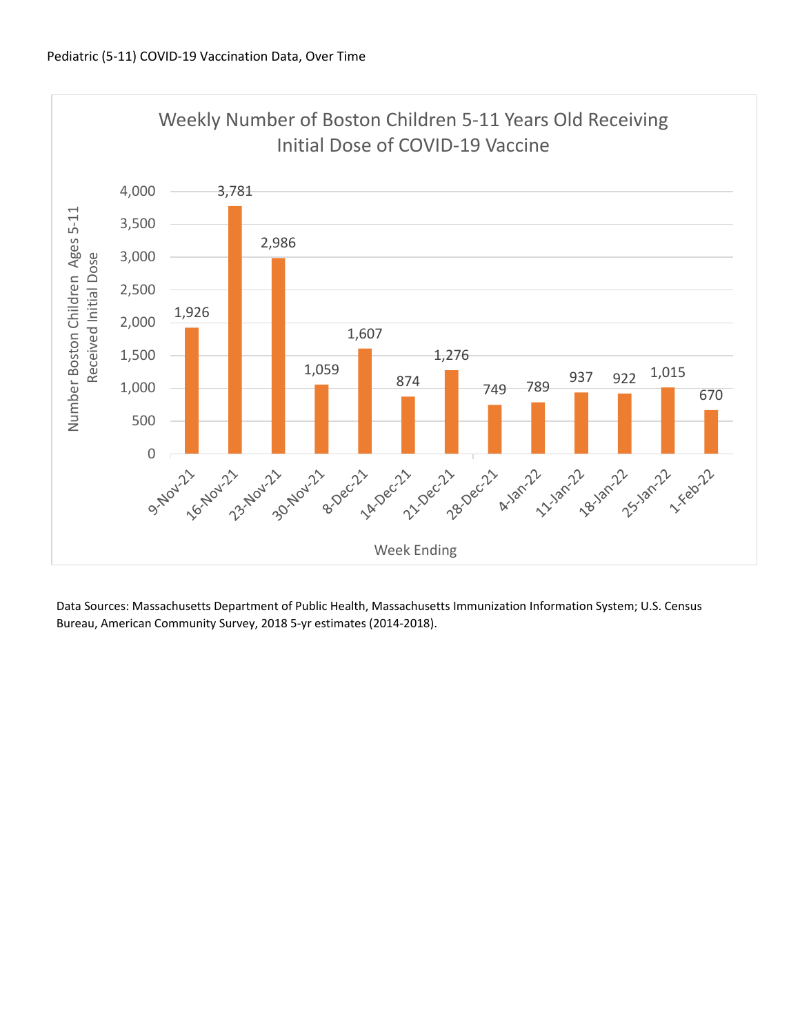Pediatric (5-11) COVID-19 Vaccination Data, Over Time

**Weekly Number of Boston Children 5-11 Years Old Receiving Initial Dose of COVID-19 Vaccine**

| Week Ending | Number Boston Children Ages 5-11 Received Initial Dose |
| --- | --- |
| 9-Nov-21 | 1,926 |
| 16-Nov-21 | 3,781 |
| 23-Nov-21 | 2,986 |
| 30-Nov-21 | 1,059 |
| 8-Dec-21 | 1,607 |
| 14-Dec-21 | 874 |
| 21-Dec-21 | 1,276 |
| 28-Dec-21 | 749 |
| 4-Jan-22 | 789 |
| 11-Jan-22 | 937 |
| 18-Jan-22 | 922 |
| 25-Jan-22 | 1,015 |
| 1-Feb-22 | 670 |

Data Sources: Massachusetts Department of Public Health, Massachusetts Immunization Information System; U.S. Census Bureau, American Community Survey, 2018 5-yr estimates (2014-2018).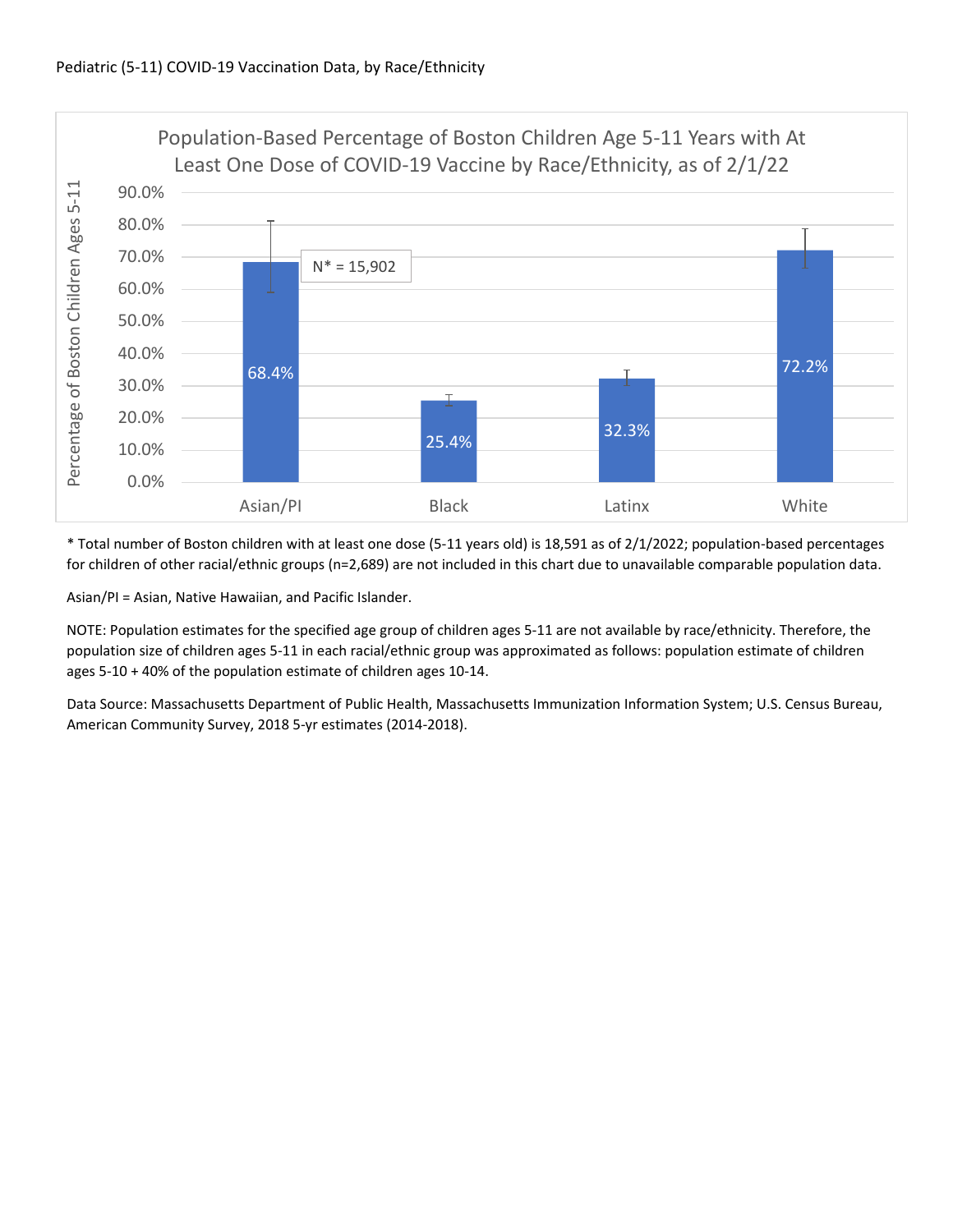Pediatric (5-11) COVID-19 Vaccination Data, by Race/Ethnicity

**Population-Based Percentage of Boston Children Age 5-11 Years with At Least One Dose of COVID-19 Vaccine by Race/Ethnicity, as of 2/1/22**

N* = 15,902

| Race/Ethnicity | Percentage of Boston Children Ages 5-11 |
| --- | --- |
| Asian/PI | 68.4% |
| Black | 25.4% |
| Latinx | 32.3% |
| White | 72.2% |

* Total number of Boston children with at least one dose (5-11 years old) is 18,591 as of 2/1/2022; population-based percentages for children of other racial/ethnic groups (n=2,689) are not included in this chart due to unavailable comparable population data.

Asian/PI = Asian, Native Hawaiian, and Pacific Islander.

NOTE: Population estimates for the specified age group of children ages 5-11 are not available by race/ethnicity. Therefore, the population size of children ages 5-11 in each racial/ethnic group was approximated as follows: population estimate of children ages 5-10 + 40% of the population estimate of children ages 10-14.

Data Source: Massachusetts Department of Public Health, Massachusetts Immunization Information System; U.S. Census Bureau, American Community Survey, 2018 5-yr estimates (2014-2018).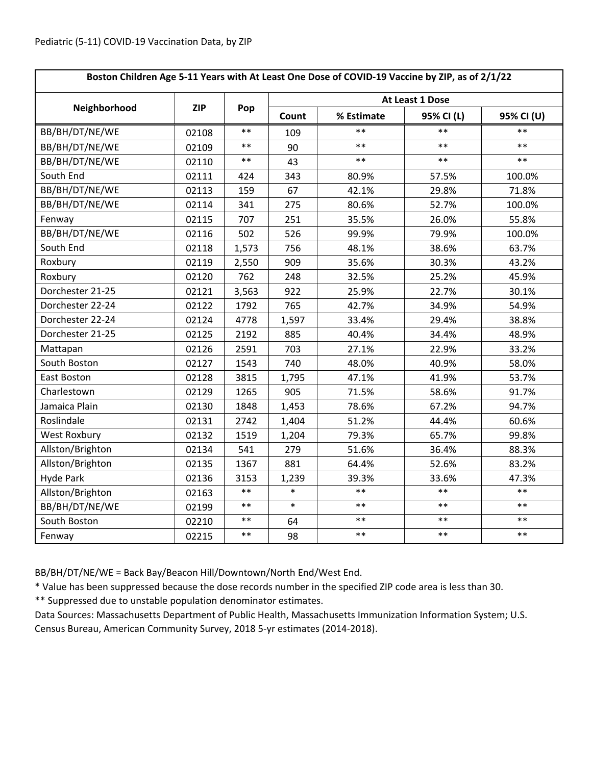Pediatric (5-11) COVID-19 Vaccination Data, by ZIP

| Boston Children Age 5-11 Years with At Least One Dose of COVID-19 Vaccine by ZIP, as of 2/1/22 | | | | | | |
|---|---|---|---|---|---|---|
| Neighborhood | ZIP | Pop | At Least 1 Dose | | | |
| | | | Count | % Estimate | 95% CI (L) | 95% CI (U) |
| BB/BH/DT/NE/WE | 02108 | ** | 109 | ** | ** | ** |
| BB/BH/DT/NE/WE | 02109 | ** | 90 | ** | ** | ** |
| BB/BH/DT/NE/WE | 02110 | ** | 43 | ** | ** | ** |
| South End | 02111 | 424 | 343 | 80.9% | 57.5% | 100.0% |
| BB/BH/DT/NE/WE | 02113 | 159 | 67 | 42.1% | 29.8% | 71.8% |
| BB/BH/DT/NE/WE | 02114 | 341 | 275 | 80.6% | 52.7% | 100.0% |
| Fenway | 02115 | 707 | 251 | 35.5% | 26.0% | 55.8% |
| BB/BH/DT/NE/WE | 02116 | 502 | 526 | 99.9% | 79.9% | 100.0% |
| South End | 02118 | 1,573 | 756 | 48.1% | 38.6% | 63.7% |
| Roxbury | 02119 | 2,550 | 909 | 35.6% | 30.3% | 43.2% |
| Roxbury | 02120 | 762 | 248 | 32.5% | 25.2% | 45.9% |
| Dorchester 21-25 | 02121 | 3,563 | 922 | 25.9% | 22.7% | 30.1% |
| Dorchester 22-24 | 02122 | 1792 | 765 | 42.7% | 34.9% | 54.9% |
| Dorchester 22-24 | 02124 | 4778 | 1,597 | 33.4% | 29.4% | 38.8% |
| Dorchester 21-25 | 02125 | 2192 | 885 | 40.4% | 34.4% | 48.9% |
| Mattapan | 02126 | 2591 | 703 | 27.1% | 22.9% | 33.2% |
| South Boston | 02127 | 1543 | 740 | 48.0% | 40.9% | 58.0% |
| East Boston | 02128 | 3815 | 1,795 | 47.1% | 41.9% | 53.7% |
| Charlestown | 02129 | 1265 | 905 | 71.5% | 58.6% | 91.7% |
| Jamaica Plain | 02130 | 1848 | 1,453 | 78.6% | 67.2% | 94.7% |
| Roslindale | 02131 | 2742 | 1,404 | 51.2% | 44.4% | 60.6% |
| West Roxbury | 02132 | 1519 | 1,204 | 79.3% | 65.7% | 99.8% |
| Allston/Brighton | 02134 | 541 | 279 | 51.6% | 36.4% | 88.3% |
| Allston/Brighton | 02135 | 1367 | 881 | 64.4% | 52.6% | 83.2% |
| Hyde Park | 02136 | 3153 | 1,239 | 39.3% | 33.6% | 47.3% |
| Allston/Brighton | 02163 | ** | * | ** | ** | ** |
| BB/BH/DT/NE/WE | 02199 | ** | * | ** | ** | ** |
| South Boston | 02210 | ** | 64 | ** | ** | ** |
| Fenway | 02215 | ** | 98 | ** | ** | ** |

BB/BH/DT/NE/WE = Back Bay/Beacon Hill/Downtown/North End/West End.

* Value has been suppressed because the dose records number in the specified ZIP code area is less than 30.

** Suppressed due to unstable population denominator estimates.

Data Sources: Massachusetts Department of Public Health, Massachusetts Immunization Information System; U.S. Census Bureau, American Community Survey, 2018 5-yr estimates (2014-2018).